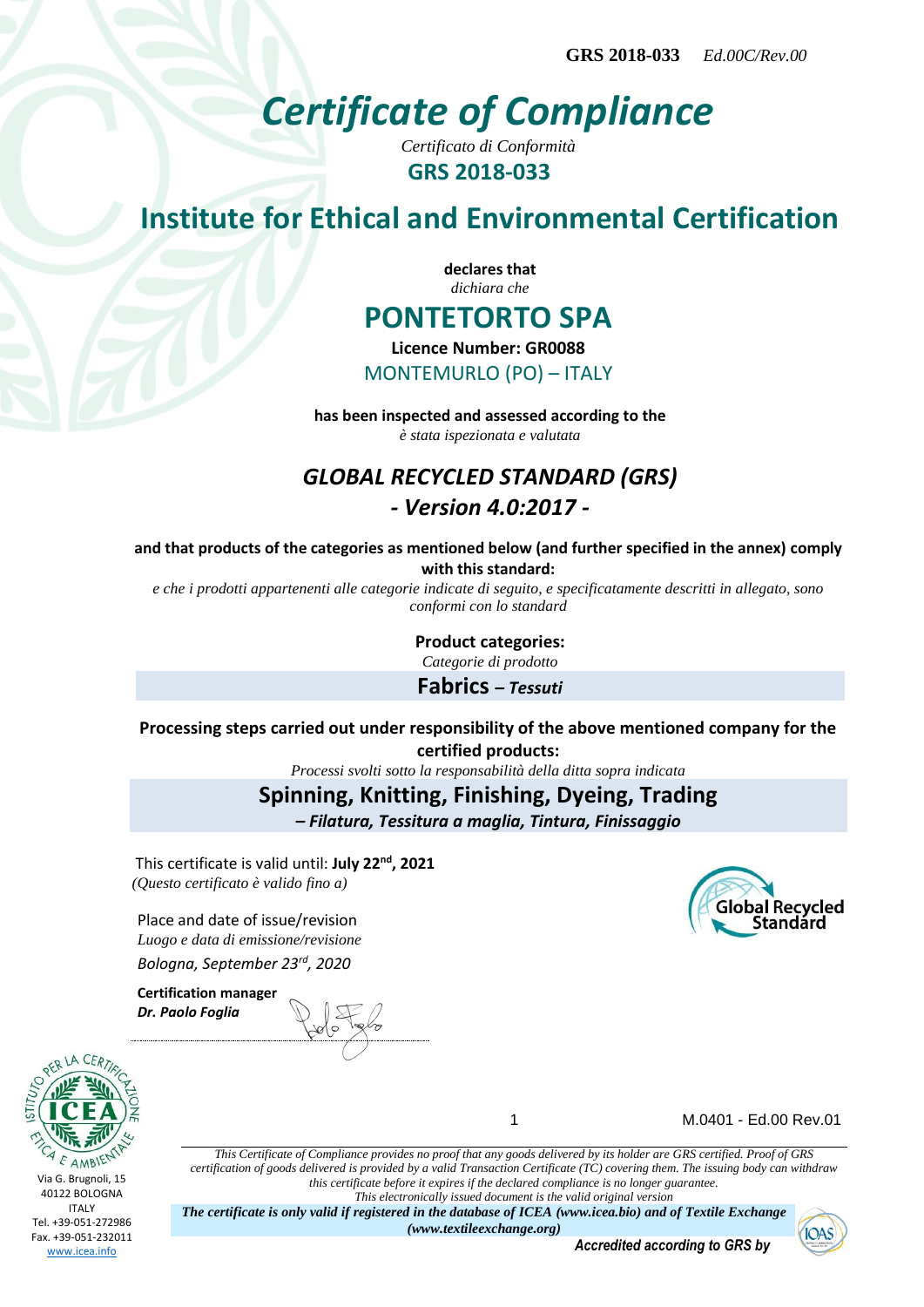**GRS 2018-033** *Ed.00C/Rev.00*

# *Certificate of Compliance*

*Certificato di Conformità*

**GRS 2018-033**

## Institute for Ethical and Environmental Certification

**declares that**

*dichiara che*

## PONTETORTO SPA

**Licence Number: GR0088**

MONTEMURLO (PO) – ITALY

**has been inspected and assessed according to the**

*è stata ispezionata e valutata*

### *GLOBAL RECYCLED STANDARD (GRS)*
### *- Version 4.0:2017 -*

**and that products of the categories as mentioned below (and further specified in the annex) comply with this standard:**

*e che i prodotti appartenenti alle categorie indicate di seguito, e specificatamente descritti in allegato, sono conformi con lo standard*

**Product categories:**

*Categorie di prodotto*

**Fabrics** ***– Tessuti***

**Processing steps carried out under responsibility of the above mentioned company for the certified products:**

*Processi svolti sotto la responsabilità della ditta sopra indicata*

**Spinning, Knitting, Finishing, Dyeing, Trading**

***– Filatura, Tessitura a maglia, Tintura, Finissaggio***

This certificate is valid until: **July 22nd, 2021**

*(Questo certificato è valido fino a)*

Place and date of issue/revision

*Luogo e data di emissione/revisione*

*Bologna, September 23rd, 2020*

**Certification manager**

***Dr. Paolo Foglia***

Via G. Brugnoli, 15
40122 BOLOGNA
ITALY
Tel. +39-051-272986
Fax. +39-051-232011
www.icea.info

M.0401 - Ed.00 Rev.01

*This Certificate of Compliance provides no proof that any goods delivered by its holder are GRS certified. Proof of GRS certification of goods delivered is provided by a valid Transaction Certificate (TC) covering them. The issuing body can withdraw this certificate before it expires if the declared compliance is no longer guarantee.*
*This electronically issued document is the valid original version*

***The certificate is only valid if registered in the database of ICEA (www.icea.bio) and of Textile Exchange (www.textileexchange.org)***

***Accredited according to GRS by***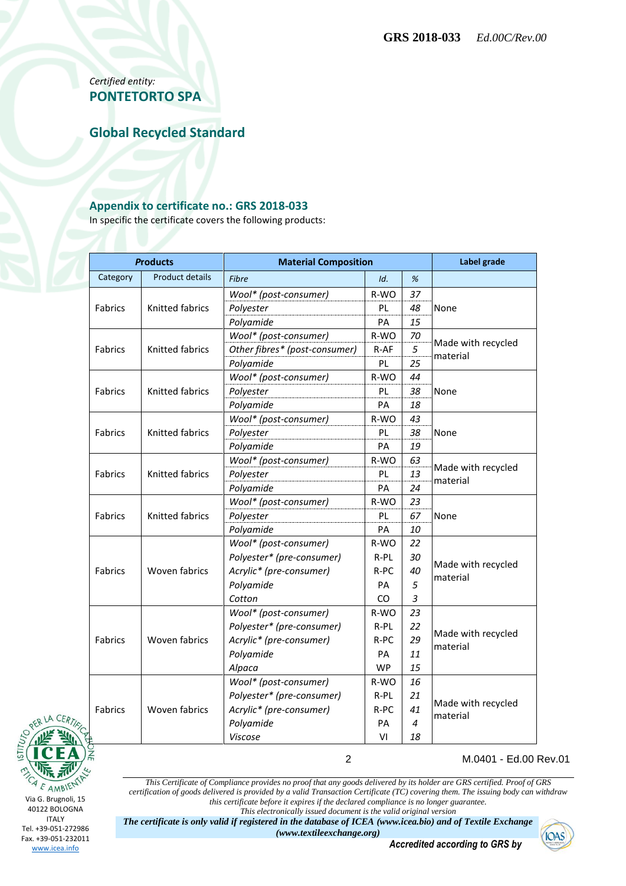*Certified entity:*
## PONTETORTO SPA

## Global Recycled Standard

### Appendix to certificate no.: GRS 2018-033

In specific the certificate covers the following products:

| ***Products*** | | **Material Composition** | | | **Label grade** |
|---|---|---|---|---|---|
| Category | Product details | *Fibre* | *Id.* | *%* | |
| Fabrics | Knitted fabrics | *Wool* (post-consumer)* | R-WO | *37* | None |
| | | *Polyester* | PL | *48* | |
| | | *Polyamide* | PA | *15* | |
| Fabrics | Knitted fabrics | *Wool* (post-consumer)* | R-WO | *70* | Made with recycled material |
| | | *Other fibres* (post-consumer)* | R-AF | *5* | |
| | | *Polyamide* | PL | *25* | |
| Fabrics | Knitted fabrics | *Wool* (post-consumer)* | R-WO | *44* | None |
| | | *Polyester* | PL | *38* | |
| | | *Polyamide* | PA | *18* | |
| Fabrics | Knitted fabrics | *Wool* (post-consumer)* | R-WO | *43* | None |
| | | *Polyester* | PL | *38* | |
| | | *Polyamide* | PA | *19* | |
| Fabrics | Knitted fabrics | *Wool* (post-consumer)* | R-WO | *63* | Made with recycled material |
| | | *Polyester* | PL | *13* | |
| | | *Polyamide* | PA | *24* | |
| Fabrics | Knitted fabrics | *Wool* (post-consumer)* | R-WO | *23* | None |
| | | *Polyester* | PL | *67* | |
| | | *Polyamide* | PA | *10* | |
| Fabrics | Woven fabrics | *Wool* (post-consumer)* | R-WO | *22* | Made with recycled material |
| | | *Polyester* (pre-consumer)* | R-PL | *30* | |
| | | *Acrylic* (pre-consumer)* | R-PC | *40* | |
| | | *Polyamide* | PA | *5* | |
| | | *Cotton* | CO | *3* | |
| Fabrics | Woven fabrics | *Wool* (post-consumer)* | R-WO | *23* | Made with recycled material |
| | | *Polyester* (pre-consumer)* | R-PL | *22* | |
| | | *Acrylic* (pre-consumer)* | R-PC | *29* | |
| | | *Polyamide* | PA | *11* | |
| | | *Alpaca* | WP | *15* | |
| Fabrics | Woven fabrics | *Wool* (post-consumer)* | R-WO | *16* | Made with recycled material |
| | | *Polyester* (pre-consumer)* | R-PL | *21* | |
| | | *Acrylic* (pre-consumer)* | R-PC | *41* | |
| | | *Polyamide* | PA | *4* | |
| | | *Viscose* | VI | *18* | |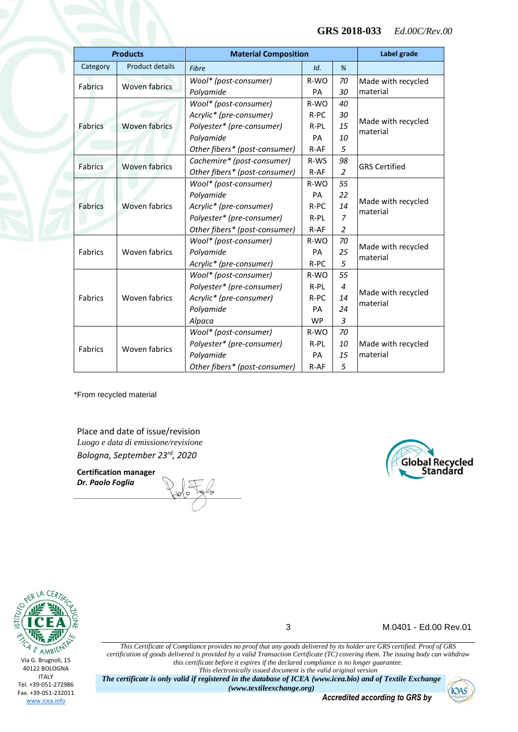| Products | | Material Composition | | | Label grade |
|---|---|---|---|---|---|
| Category | Product details | *Fibre* | *Id.* | *%* | |
| Fabrics | Woven fabrics | *Wool* (post-consumer)*<br>*Polyamide* | R-WO<br>PA | *70*<br>*30* | Made with recycled material |
| Fabrics | Woven fabrics | *Wool* (post-consumer)*<br>*Acrylic* (pre-consumer)*<br>*Polyester* (pre-consumer)*<br>*Polyamide*<br>*Other fibers* (post-consumer)* | R-WO<br>R-PC<br>R-PL<br>PA<br>R-AF | *40*<br>*30*<br>*15*<br>*10*<br>*5* | Made with recycled material |
| Fabrics | Woven fabrics | *Cachemire* (post-consumer)*<br>*Other fibers* (post-consumer)* | R-WS<br>R-AF | *98*<br>*2* | GRS Certified |
| Fabrics | Woven fabrics | *Wool* (post-consumer)*<br>*Polyamide*<br>*Acrylic* (pre-consumer)*<br>*Polyester* (pre-consumer)*<br>*Other fibers* (post-consumer)* | R-WO<br>PA<br>R-PC<br>R-PL<br>R-AF | *55*<br>*22*<br>*14*<br>*7*<br>*2* | Made with recycled material |
| Fabrics | Woven fabrics | *Wool* (post-consumer)*<br>*Polyamide*<br>*Acrylic* (pre-consumer)* | R-WO<br>PA<br>R-PC | *70*<br>*25*<br>*5* | Made with recycled material |
| Fabrics | Woven fabrics | *Wool* (post-consumer)*<br>*Polyester* (pre-consumer)*<br>*Acrylic* (pre-consumer)*<br>*Polyamide*<br>*Alpaca* | R-WO<br>R-PL<br>R-PC<br>PA<br>WP | *55*<br>*4*<br>*14*<br>*24*<br>*3* | Made with recycled material |
| Fabrics | Woven fabrics | *Wool* (post-consumer)*<br>*Polyester* (pre-consumer)*<br>*Polyamide*<br>*Other fibers* (post-consumer)* | R-WO<br>R-PL<br>PA<br>R-AF | *70*<br>*10*<br>*15*<br>*5* | Made with recycled material |

*From recycled material

Place and date of issue/revision
*Luogo e data di emissione/revisione*
*Bologna, September 23rd, 2020*

**Certification manager**
***Dr. Paolo Foglia***

Via G. Brugnoli, 15
40122 BOLOGNA
ITALY
Tel. +39-051-272986
Fax. +39-051-232011
www.icea.info

*This Certificate of Compliance provides no proof that any goods delivered by its holder are GRS certified. Proof of GRS certification of goods delivered is provided by a valid Transaction Certificate (TC) covering them. The issuing body can withdraw this certificate before it expires if the declared compliance is no longer guarantee.*
*This electronically issued document is the valid original version*

***The certificate is only valid if registered in the database of ICEA (www.icea.bio) and of Textile Exchange (www.textileexchange.org)***

***Accredited according to GRS by***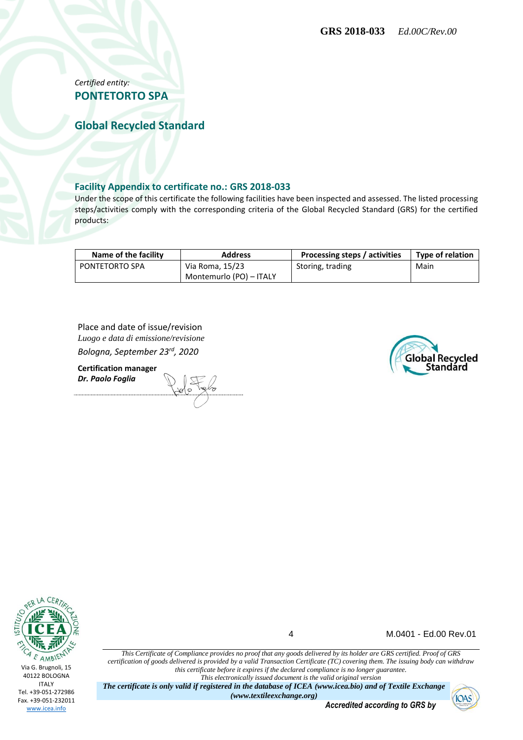Certified entity:

**PONTETORTO SPA**

## Global Recycled Standard

### Facility Appendix to certificate no.: GRS 2018-033

Under the scope of this certificate the following facilities have been inspected and assessed. The listed processing steps/activities comply with the corresponding criteria of the Global Recycled Standard (GRS) for the certified products:

| Name of the facility | Address | Processing steps / activities | Type of relation |
|---|---|---|---|
| PONTETORTO SPA | Via Roma, 15/23<br>Montemurlo (PO) – ITALY | Storing, trading | Main |

Place and date of issue/revision

*Luogo e data di emissione/revisione*

*Bologna, September 23rd, 2020*

**Certification manager**

***Dr. Paolo Foglia***

Via G. Brugnoli, 15
40122 BOLOGNA
ITALY
Tel. +39-051-272986
Fax. +39-051-232011
www.icea.info

M.0401 - Ed.00 Rev.01

*This Certificate of Compliance provides no proof that any goods delivered by its holder are GRS certified. Proof of GRS certification of goods delivered is provided by a valid Transaction Certificate (TC) covering them. The issuing body can withdraw this certificate before it expires if the declared compliance is no longer guarantee.*
*This electronically issued document is the valid original version*

***The certificate is only valid if registered in the database of ICEA (www.icea.bio) and of Textile Exchange (www.textileexchange.org)***

***Accredited according to GRS by***